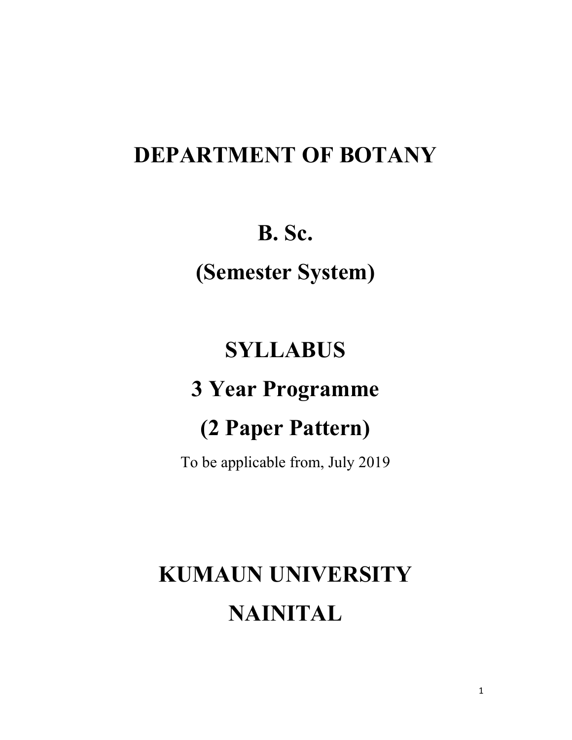# DEPARTMENT OF BOTANY

# B. Sc.

# (Semester System)

# SYLLABUS

# 3 Year Programme

# (2 Paper Pattern)

To be applicable from, July 2019

# KUMAUN UNIVERSITY

# NAINITAL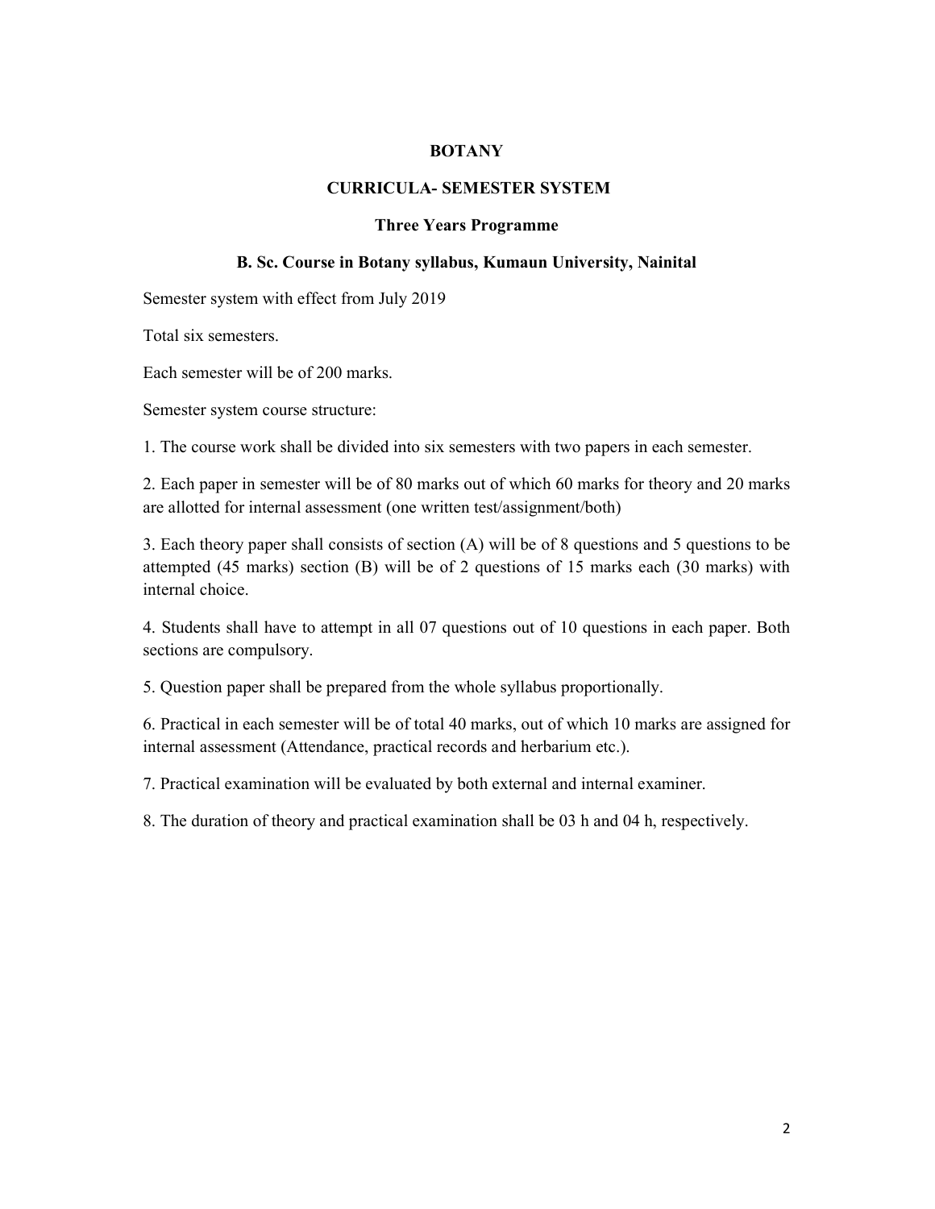# BOTANY

## CURRICULA- SEMESTER SYSTEM

### Three Years Programme

### B. Sc. Course in Botany syllabus, Kumaun University, Nainital

Semester system with effect from July 2019

Total six semesters.

Each semester will be of 200 marks.

Semester system course structure:

1. The course work shall be divided into six semesters with two papers in each semester.

2. Each paper in semester will be of 80 marks out of which 60 marks for theory and 20 marks are allotted for internal assessment (one written test/assignment/both)

3. Each theory paper shall consists of section (A) will be of 8 questions and 5 questions to be attempted (45 marks) section (B) will be of 2 questions of 15 marks each (30 marks) with internal choice.

4. Students shall have to attempt in all 07 questions out of 10 questions in each paper. Both sections are compulsory.

5. Question paper shall be prepared from the whole syllabus proportionally.

6. Practical in each semester will be of total 40 marks, out of which 10 marks are assigned for internal assessment (Attendance, practical records and herbarium etc.).

7. Practical examination will be evaluated by both external and internal examiner.

8. The duration of theory and practical examination shall be 03 h and 04 h, respectively.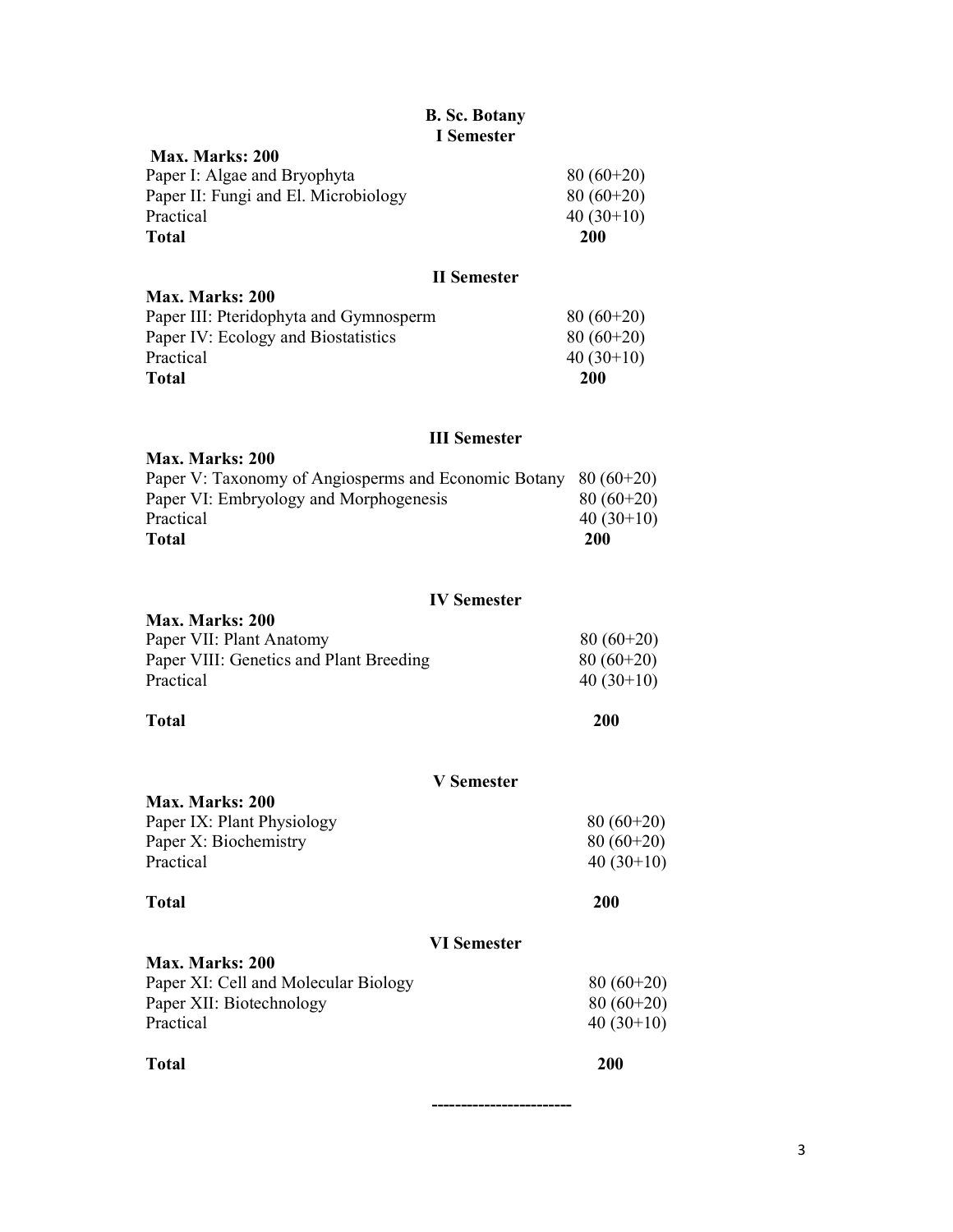# B. Sc. Botany

## I Semester

**Max. Marks: 200**

| | |
|---|---|
| Paper I: Algae and Bryophyta | 80 (60+20) |
| Paper II: Fungi and El. Microbiology | 80 (60+20) |
| Practical | 40 (30+10) |
| **Total** | **200** |

## II Semester

**Max. Marks: 200**

| | |
|---|---|
| Paper III: Pteridophyta and Gymnosperm | 80 (60+20) |
| Paper IV: Ecology and Biostatistics | 80 (60+20) |
| Practical | 40 (30+10) |
| **Total** | **200** |

## III Semester

**Max. Marks: 200**

| | |
|---|---|
| Paper V: Taxonomy of Angiosperms and Economic Botany | 80 (60+20) |
| Paper VI: Embryology and Morphogenesis | 80 (60+20) |
| Practical | 40 (30+10) |
| **Total** | **200** |

## IV Semester

**Max. Marks: 200**

| | |
|---|---|
| Paper VII: Plant Anatomy | 80 (60+20) |
| Paper VIII: Genetics and Plant Breeding | 80 (60+20) |
| Practical | 40 (30+10) |
| **Total** | **200** |

## V Semester

**Max. Marks: 200**

| | |
|---|---|
| Paper IX: Plant Physiology | 80 (60+20) |
| Paper X: Biochemistry | 80 (60+20) |
| Practical | 40 (30+10) |
| **Total** | **200** |

## VI Semester

**Max. Marks: 200**

| | |
|---|---|
| Paper XI: Cell and Molecular Biology | 80 (60+20) |
| Paper XII: Biotechnology | 80 (60+20) |
| Practical | 40 (30+10) |
| **Total** | **200** |

------------------------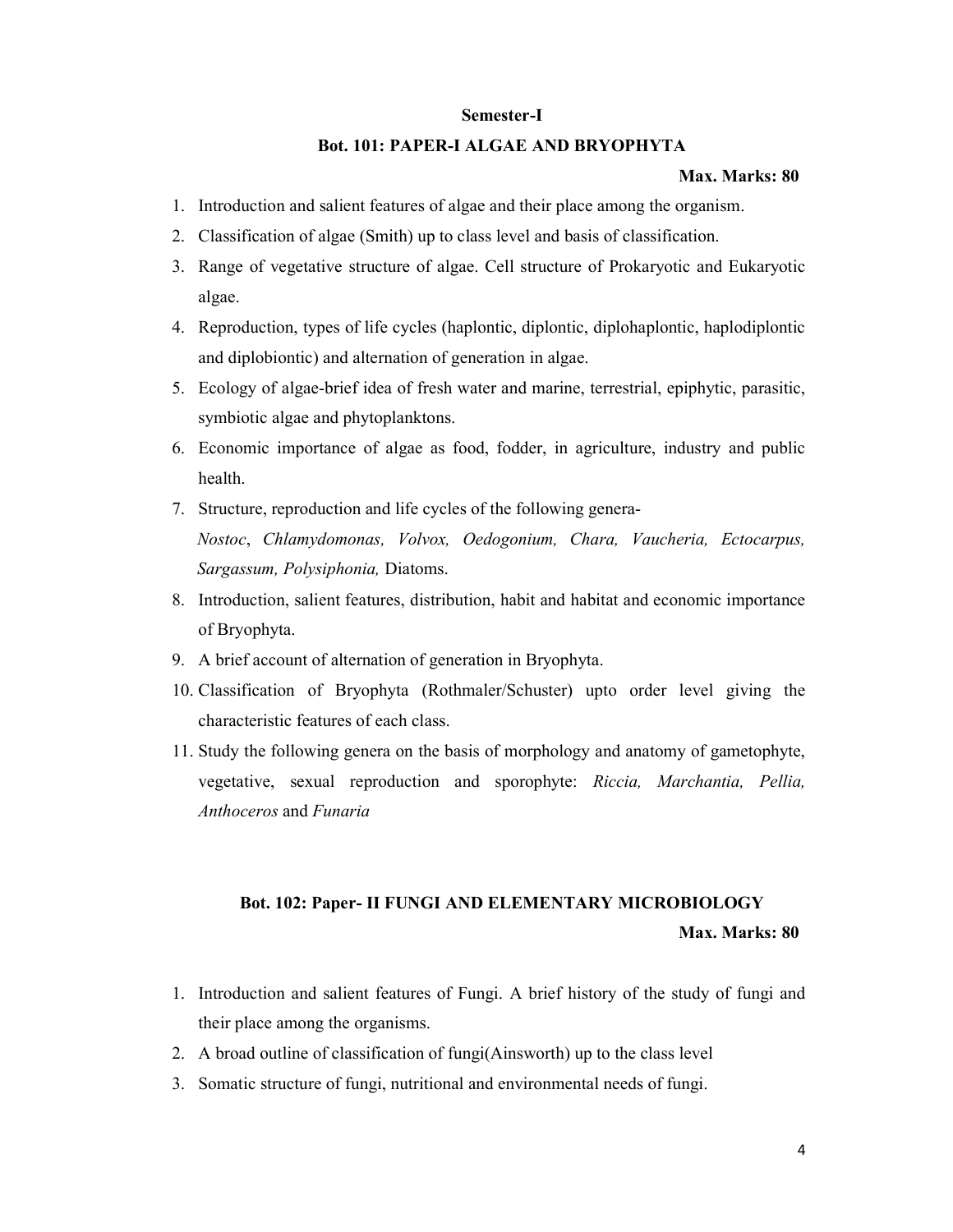## Semester-I

### Bot. 101: PAPER-I ALGAE AND BRYOPHYTA

**Max. Marks: 80**

1. Introduction and salient features of algae and their place among the organism.
2. Classification of algae (Smith) up to class level and basis of classification.
3. Range of vegetative structure of algae. Cell structure of Prokaryotic and Eukaryotic algae.
4. Reproduction, types of life cycles (haplontic, diplontic, diplohaplontic, haplodiplontic and diplobiontic) and alternation of generation in algae.
5. Ecology of algae-brief idea of fresh water and marine, terrestrial, epiphytic, parasitic, symbiotic algae and phytoplanktons.
6. Economic importance of algae as food, fodder, in agriculture, industry and public health.
7. Structure, reproduction and life cycles of the following genera-
   *Nostoc*, *Chlamydomonas, Volvox, Oedogonium, Chara, Vaucheria, Ectocarpus, Sargassum, Polysiphonia,* Diatoms.
8. Introduction, salient features, distribution, habit and habitat and economic importance of Bryophyta.
9. A brief account of alternation of generation in Bryophyta.
10. Classification of Bryophyta (Rothmaler/Schuster) upto order level giving the characteristic features of each class.
11. Study the following genera on the basis of morphology and anatomy of gametophyte, vegetative, sexual reproduction and sporophyte: *Riccia, Marchantia, Pellia, Anthoceros* and *Funaria*

### Bot. 102: Paper- II FUNGI AND ELEMENTARY MICROBIOLOGY

**Max. Marks: 80**

1. Introduction and salient features of Fungi. A brief history of the study of fungi and their place among the organisms.
2. A broad outline of classification of fungi(Ainsworth) up to the class level
3. Somatic structure of fungi, nutritional and environmental needs of fungi.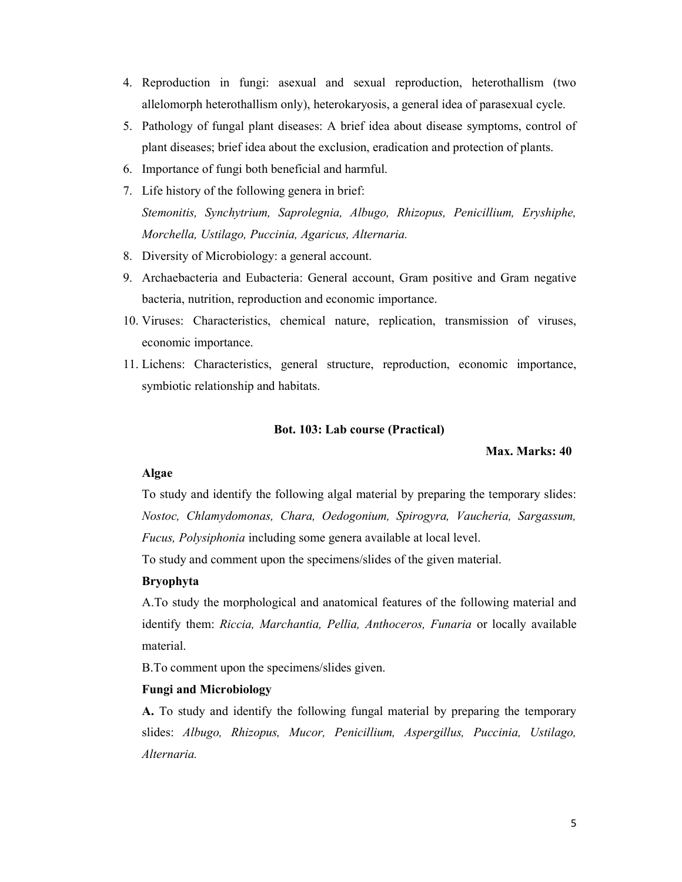4. Reproduction in fungi: asexual and sexual reproduction, heterothallism (two allelomorph heterothallism only), heterokaryosis, a general idea of parasexual cycle.
5. Pathology of fungal plant diseases: A brief idea about disease symptoms, control of plant diseases; brief idea about the exclusion, eradication and protection of plants.
6. Importance of fungi both beneficial and harmful.
7. Life history of the following genera in brief:
   *Stemonitis, Synchytrium, Saprolegnia, Albugo, Rhizopus, Penicillium, Eryshiphe, Morchella, Ustilago, Puccinia, Agaricus, Alternaria.*
8. Diversity of Microbiology: a general account.
9. Archaebacteria and Eubacteria: General account, Gram positive and Gram negative bacteria, nutrition, reproduction and economic importance.
10. Viruses: Characteristics, chemical nature, replication, transmission of viruses, economic importance.
11. Lichens: Characteristics, general structure, reproduction, economic importance, symbiotic relationship and habitats.

## Bot. 103: Lab course (Practical)

**Max. Marks: 40**

**Algae**

To study and identify the following algal material by preparing the temporary slides: *Nostoc, Chlamydomonas, Chara, Oedogonium, Spirogyra, Vaucheria, Sargassum, Fucus, Polysiphonia* including some genera available at local level.

To study and comment upon the specimens/slides of the given material.

**Bryophyta**

A.To study the morphological and anatomical features of the following material and identify them: *Riccia, Marchantia, Pellia, Anthoceros, Funaria* or locally available material.

B.To comment upon the specimens/slides given.

**Fungi and Microbiology**

**A.** To study and identify the following fungal material by preparing the temporary slides: *Albugo, Rhizopus, Mucor, Penicillium, Aspergillus, Puccinia, Ustilago, Alternaria.*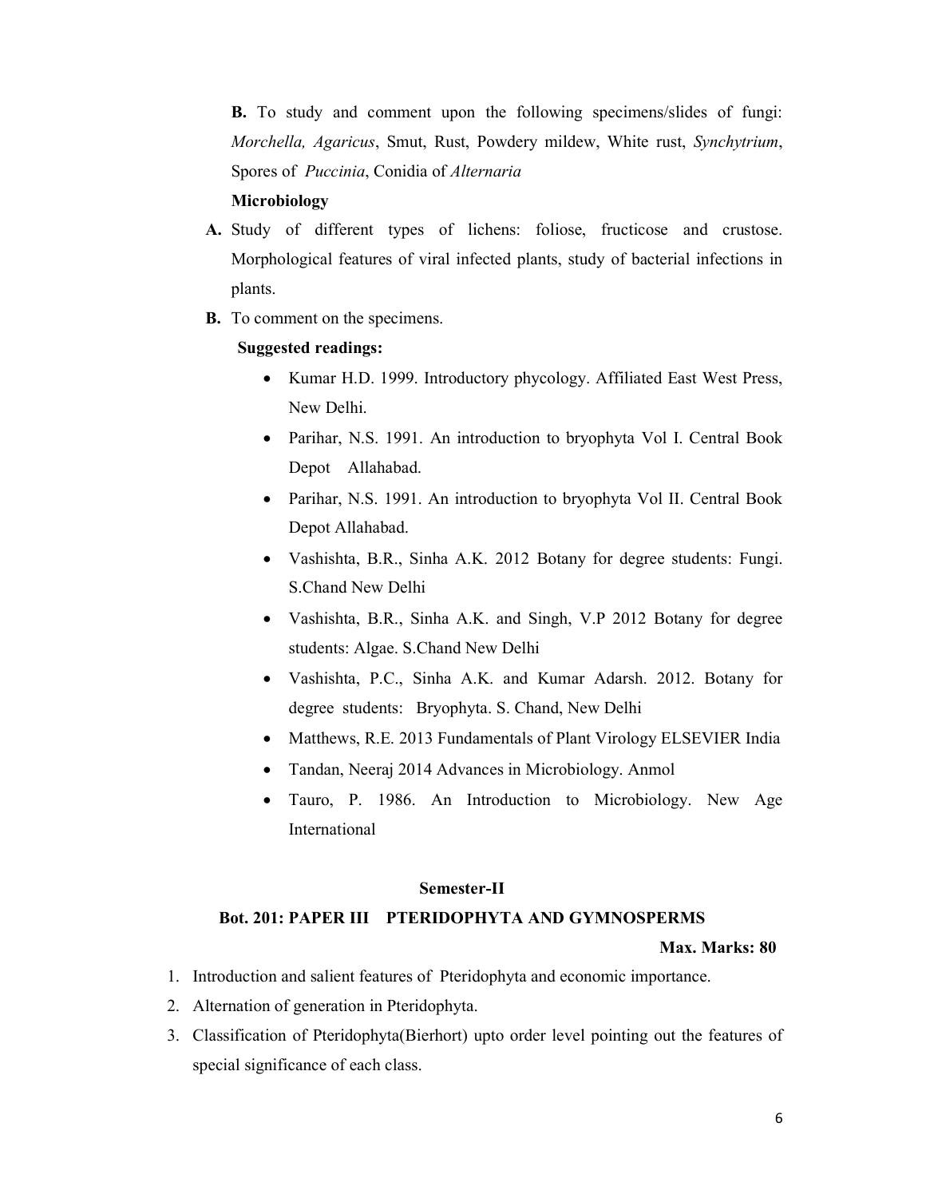**B.** To study and comment upon the following specimens/slides of fungi: *Morchella, Agaricus*, Smut, Rust, Powdery mildew, White rust, *Synchytrium*, Spores of *Puccinia*, Conidia of *Alternaria*

**Microbiology**

**A.** Study of different types of lichens: foliose, fructicose and crustose. Morphological features of viral infected plants, study of bacterial infections in plants.

**B.** To comment on the specimens.

**Suggested readings:**

- Kumar H.D. 1999. Introductory phycology. Affiliated East West Press, New Delhi.
- Parihar, N.S. 1991. An introduction to bryophyta Vol I. Central Book Depot Allahabad.
- Parihar, N.S. 1991. An introduction to bryophyta Vol II. Central Book Depot Allahabad.
- Vashishta, B.R., Sinha A.K. 2012 Botany for degree students: Fungi. S.Chand New Delhi
- Vashishta, B.R., Sinha A.K. and Singh, V.P 2012 Botany for degree students: Algae. S.Chand New Delhi
- Vashishta, P.C., Sinha A.K. and Kumar Adarsh. 2012. Botany for degree students: Bryophyta. S. Chand, New Delhi
- Matthews, R.E. 2013 Fundamentals of Plant Virology ELSEVIER India
- Tandan, Neeraj 2014 Advances in Microbiology. Anmol
- Tauro, P. 1986. An Introduction to Microbiology. New Age International

## Semester-II

### Bot. 201: PAPER III PTERIDOPHYTA AND GYMNOSPERMS

**Max. Marks: 80**

1. Introduction and salient features of Pteridophyta and economic importance.
2. Alternation of generation in Pteridophyta.
3. Classification of Pteridophyta(Bierhort) upto order level pointing out the features of special significance of each class.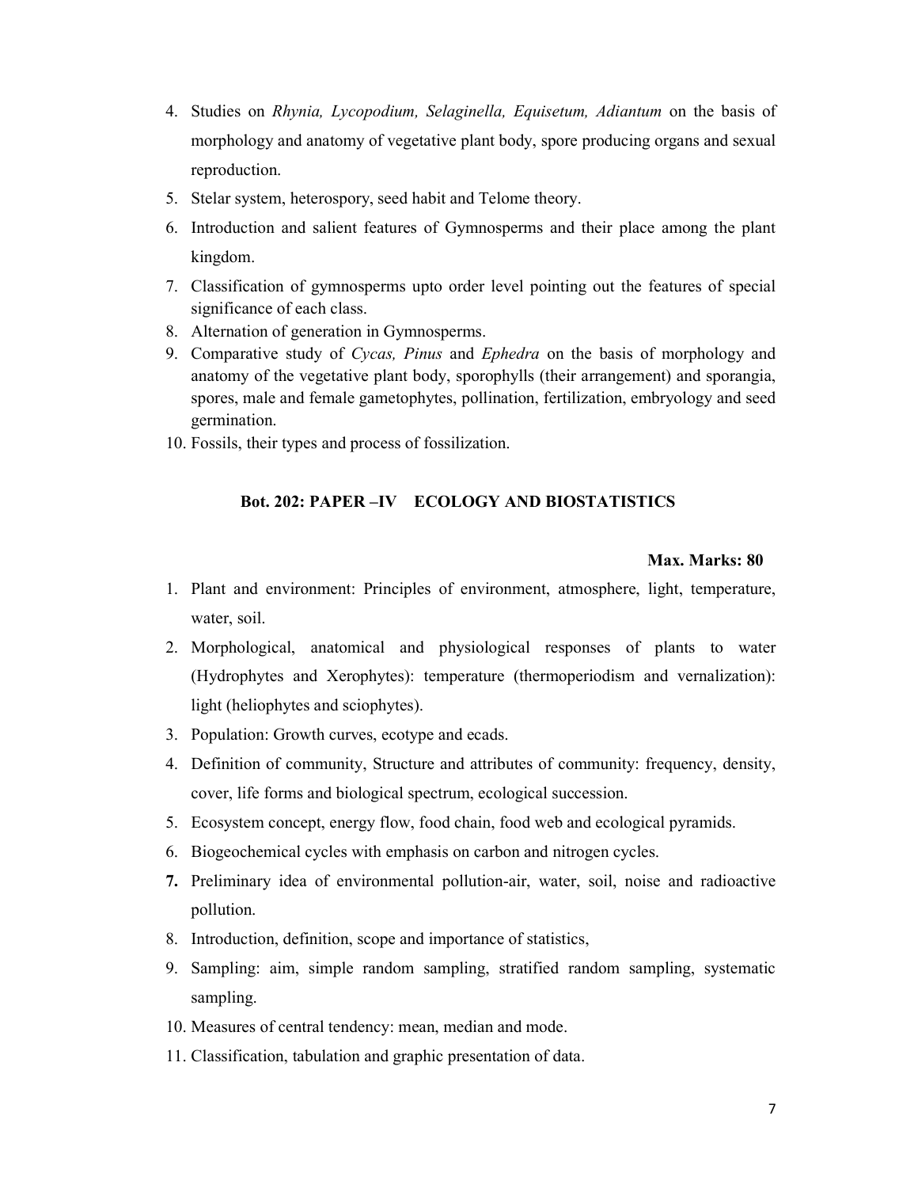4. Studies on *Rhynia, Lycopodium, Selaginella, Equisetum, Adiantum* on the basis of morphology and anatomy of vegetative plant body, spore producing organs and sexual reproduction.
5. Stelar system, heterospory, seed habit and Telome theory.
6. Introduction and salient features of Gymnosperms and their place among the plant kingdom.
7. Classification of gymnosperms upto order level pointing out the features of special significance of each class.
8. Alternation of generation in Gymnosperms.
9. Comparative study of *Cycas, Pinus* and *Ephedra* on the basis of morphology and anatomy of the vegetative plant body, sporophylls (their arrangement) and sporangia, spores, male and female gametophytes, pollination, fertilization, embryology and seed germination.
10. Fossils, their types and process of fossilization.

### Bot. 202: PAPER –IV ECOLOGY AND BIOSTATISTICS

**Max. Marks: 80**

1. Plant and environment: Principles of environment, atmosphere, light, temperature, water, soil.
2. Morphological, anatomical and physiological responses of plants to water (Hydrophytes and Xerophytes): temperature (thermoperiodism and vernalization): light (heliophytes and sciophytes).
3. Population: Growth curves, ecotype and ecads.
4. Definition of community, Structure and attributes of community: frequency, density, cover, life forms and biological spectrum, ecological succession.
5. Ecosystem concept, energy flow, food chain, food web and ecological pyramids.
6. Biogeochemical cycles with emphasis on carbon and nitrogen cycles.
7. Preliminary idea of environmental pollution-air, water, soil, noise and radioactive pollution.
8. Introduction, definition, scope and importance of statistics,
9. Sampling: aim, simple random sampling, stratified random sampling, systematic sampling.
10. Measures of central tendency: mean, median and mode.
11. Classification, tabulation and graphic presentation of data.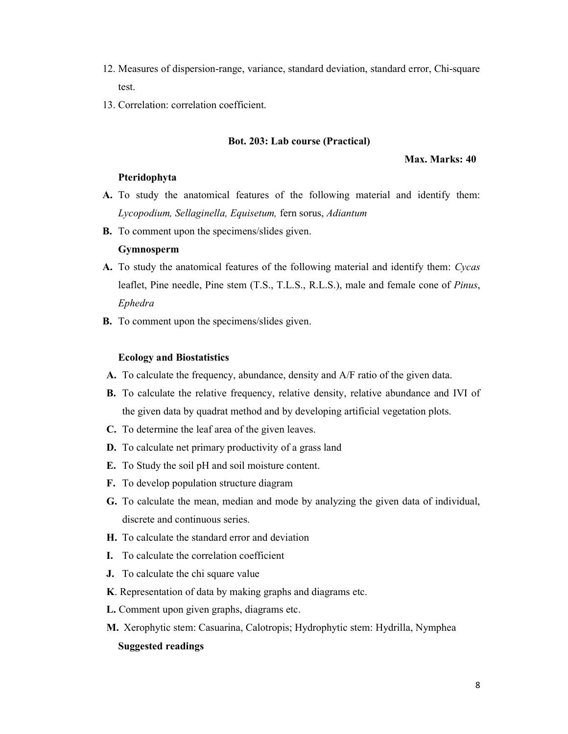12. Measures of dispersion-range, variance, standard deviation, standard error, Chi-square test.
13. Correlation: correlation coefficient.

### Bot. 203: Lab course (Practical)

**Max. Marks: 40**

**Pteridophyta**

**A.** To study the anatomical features of the following material and identify them: *Lycopodium, Sellaginella, Equisetum,* fern sorus, *Adiantum*

**B.** To comment upon the specimens/slides given.

**Gymnosperm**

**A.** To study the anatomical features of the following material and identify them: *Cycas* leaflet, Pine needle, Pine stem (T.S., T.L.S., R.L.S.), male and female cone of *Pinus*, *Ephedra*

**B.** To comment upon the specimens/slides given.

**Ecology and Biostatistics**

**A.** To calculate the frequency, abundance, density and A/F ratio of the given data.

**B.** To calculate the relative frequency, relative density, relative abundance and IVI of the given data by quadrat method and by developing artificial vegetation plots.

**C.** To determine the leaf area of the given leaves.

**D.** To calculate net primary productivity of a grass land

**E.** To Study the soil pH and soil moisture content.

**F.** To develop population structure diagram

**G.** To calculate the mean, median and mode by analyzing the given data of individual, discrete and continuous series.

**H.** To calculate the standard error and deviation

**I.** To calculate the correlation coefficient

**J.** To calculate the chi square value

**K**. Representation of data by making graphs and diagrams etc.

**L.** Comment upon given graphs, diagrams etc.

**M.** Xerophytic stem: Casuarina, Calotropis; Hydrophytic stem: Hydrilla, Nymphea

**Suggested readings**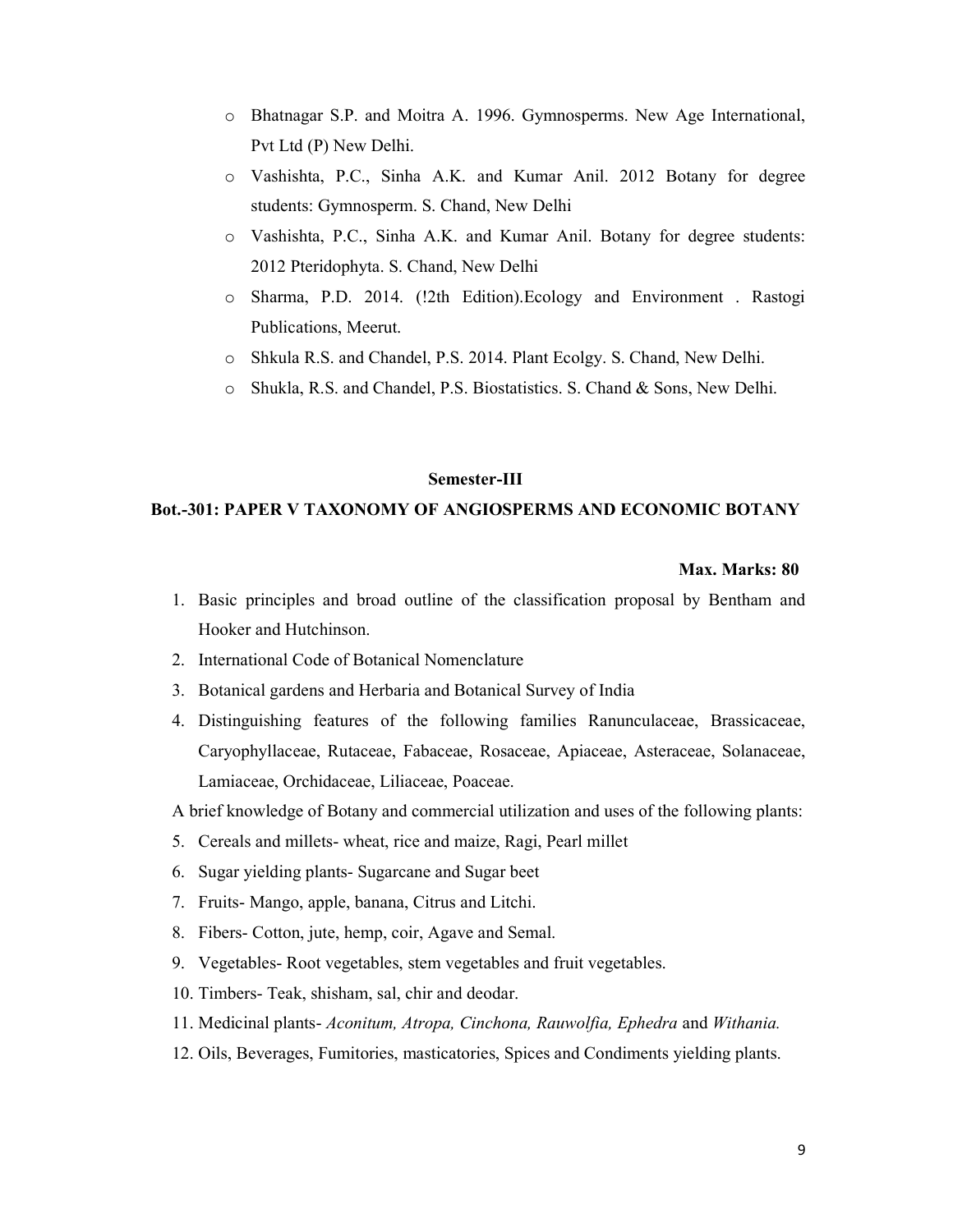- Bhatnagar S.P. and Moitra A. 1996. Gymnosperms. New Age International, Pvt Ltd (P) New Delhi.
- Vashishta, P.C., Sinha A.K. and Kumar Anil. 2012 Botany for degree students: Gymnosperm. S. Chand, New Delhi
- Vashishta, P.C., Sinha A.K. and Kumar Anil. Botany for degree students: 2012 Pteridophyta. S. Chand, New Delhi
- Sharma, P.D. 2014. (!2th Edition).Ecology and Environment . Rastogi Publications, Meerut.
- Shkula R.S. and Chandel, P.S. 2014. Plant Ecolgy. S. Chand, New Delhi.
- Shukla, R.S. and Chandel, P.S. Biostatistics. S. Chand & Sons, New Delhi.

## Semester-III

### Bot.-301: PAPER V TAXONOMY OF ANGIOSPERMS AND ECONOMIC BOTANY

**Max. Marks: 80**

1. Basic principles and broad outline of the classification proposal by Bentham and Hooker and Hutchinson.
2. International Code of Botanical Nomenclature
3. Botanical gardens and Herbaria and Botanical Survey of India
4. Distinguishing features of the following families Ranunculaceae, Brassicaceae, Caryophyllaceae, Rutaceae, Fabaceae, Rosaceae, Apiaceae, Asteraceae, Solanaceae, Lamiaceae, Orchidaceae, Liliaceae, Poaceae.

A brief knowledge of Botany and commercial utilization and uses of the following plants:

5. Cereals and millets- wheat, rice and maize, Ragi, Pearl millet
6. Sugar yielding plants- Sugarcane and Sugar beet
7. Fruits- Mango, apple, banana, Citrus and Litchi.
8. Fibers- Cotton, jute, hemp, coir, Agave and Semal.
9. Vegetables- Root vegetables, stem vegetables and fruit vegetables.
10. Timbers- Teak, shisham, sal, chir and deodar.
11. Medicinal plants- *Aconitum, Atropa, Cinchona, Rauwolfia, Ephedra* and *Withania.*
12. Oils, Beverages, Fumitories, masticatories, Spices and Condiments yielding plants.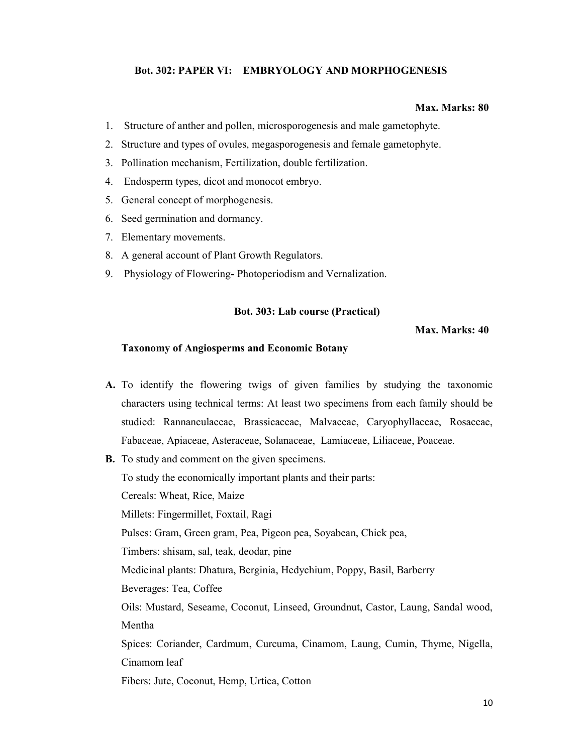## Bot. 302: PAPER VI: EMBRYOLOGY AND MORPHOGENESIS

**Max. Marks: 80**

1. Structure of anther and pollen, microsporogenesis and male gametophyte.
2. Structure and types of ovules, megasporogenesis and female gametophyte.
3. Pollination mechanism, Fertilization, double fertilization.
4. Endosperm types, dicot and monocot embryo.
5. General concept of morphogenesis.
6. Seed germination and dormancy.
7. Elementary movements.
8. A general account of Plant Growth Regulators.
9. Physiology of Flowering**-** Photoperiodism and Vernalization.

## Bot. 303: Lab course (Practical)

**Max. Marks: 40**

**Taxonomy of Angiosperms and Economic Botany**

**A.** To identify the flowering twigs of given families by studying the taxonomic characters using technical terms: At least two specimens from each family should be studied: Rannanculaceae, Brassicaceae, Malvaceae, Caryophyllaceae, Rosaceae, Fabaceae, Apiaceae, Asteraceae, Solanaceae, Lamiaceae, Liliaceae, Poaceae.

**B.** To study and comment on the given specimens.

To study the economically important plants and their parts:

Cereals: Wheat, Rice, Maize

Millets: Fingermillet, Foxtail, Ragi

Pulses: Gram, Green gram, Pea, Pigeon pea, Soyabean, Chick pea,

Timbers: shisam, sal, teak, deodar, pine

Medicinal plants: Dhatura, Berginia, Hedychium, Poppy, Basil, Barberry

Beverages: Tea, Coffee

Oils: Mustard, Seseame, Coconut, Linseed, Groundnut, Castor, Laung, Sandal wood, Mentha

Spices: Coriander, Cardmum, Curcuma, Cinamom, Laung, Cumin, Thyme, Nigella, Cinamom leaf

Fibers: Jute, Coconut, Hemp, Urtica, Cotton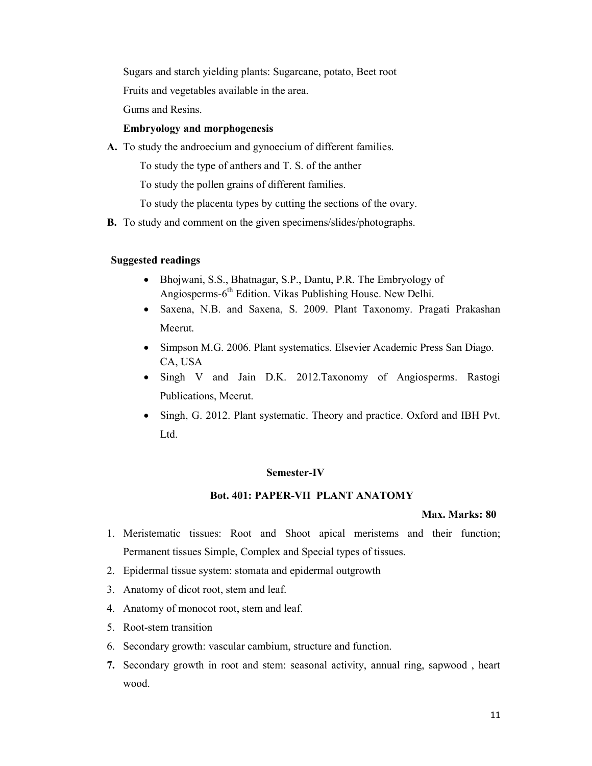Sugars and starch yielding plants: Sugarcane, potato, Beet root

Fruits and vegetables available in the area.

Gums and Resins.

**Embryology and morphogenesis**

**A.** To study the androecium and gynoecium of different families.

To study the type of anthers and T. S. of the anther

To study the pollen grains of different families.

To study the placenta types by cutting the sections of the ovary.

**B.** To study and comment on the given specimens/slides/photographs.

**Suggested readings**

- Bhojwani, S.S., Bhatnagar, S.P., Dantu, P.R. The Embryology of Angiosperms-6th Edition. Vikas Publishing House. New Delhi.
- Saxena, N.B. and Saxena, S. 2009. Plant Taxonomy. Pragati Prakashan Meerut.
- Simpson M.G. 2006. Plant systematics. Elsevier Academic Press San Diago. CA, USA
- Singh V and Jain D.K. 2012.Taxonomy of Angiosperms. Rastogi Publications, Meerut.
- Singh, G. 2012. Plant systematic. Theory and practice. Oxford and IBH Pvt. Ltd.

## Semester-IV

### Bot. 401: PAPER-VII PLANT ANATOMY

**Max. Marks: 80**

1. Meristematic tissues: Root and Shoot apical meristems and their function; Permanent tissues Simple, Complex and Special types of tissues.
2. Epidermal tissue system: stomata and epidermal outgrowth
3. Anatomy of dicot root, stem and leaf.
4. Anatomy of monocot root, stem and leaf.
5. Root-stem transition
6. Secondary growth: vascular cambium, structure and function.
7. Secondary growth in root and stem: seasonal activity, annual ring, sapwood , heart wood.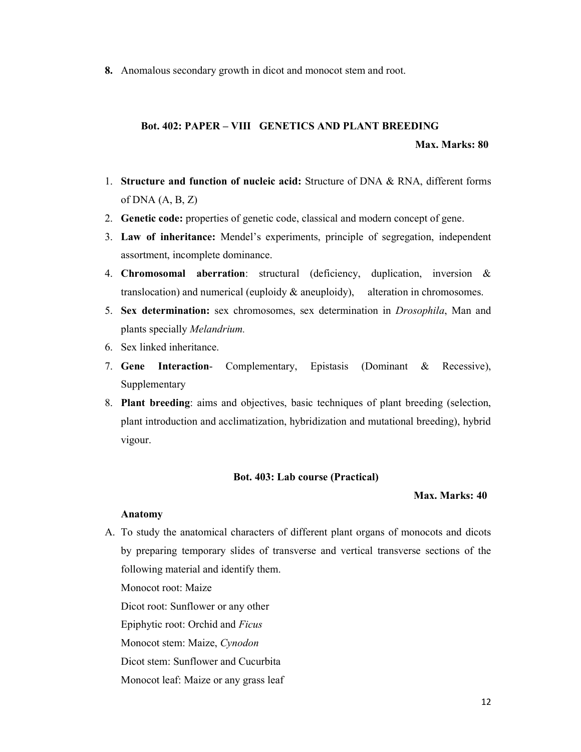8. Anomalous secondary growth in dicot and monocot stem and root.

### Bot. 402: PAPER – VIII GENETICS AND PLANT BREEDING

**Max. Marks: 80**

1. **Structure and function of nucleic acid:** Structure of DNA & RNA, different forms of DNA (A, B, Z)
2. **Genetic code:** properties of genetic code, classical and modern concept of gene.
3. **Law of inheritance:** Mendel's experiments, principle of segregation, independent assortment, incomplete dominance.
4. **Chromosomal aberration**: structural (deficiency, duplication, inversion & translocation) and numerical (euploidy & aneuploidy), alteration in chromosomes.
5. **Sex determination:** sex chromosomes, sex determination in *Drosophila*, Man and plants specially *Melandrium.*
6. Sex linked inheritance.
7. **Gene Interaction**- Complementary, Epistasis (Dominant & Recessive), Supplementary
8. **Plant breeding**: aims and objectives, basic techniques of plant breeding (selection, plant introduction and acclimatization, hybridization and mutational breeding), hybrid vigour.

### Bot. 403: Lab course (Practical)

**Max. Marks: 40**

**Anatomy**

A. To study the anatomical characters of different plant organs of monocots and dicots by preparing temporary slides of transverse and vertical transverse sections of the following material and identify them.

Monocot root: Maize

Dicot root: Sunflower or any other

Epiphytic root: Orchid and *Ficus*

Monocot stem: Maize, *Cynodon*

Dicot stem: Sunflower and Cucurbita

Monocot leaf: Maize or any grass leaf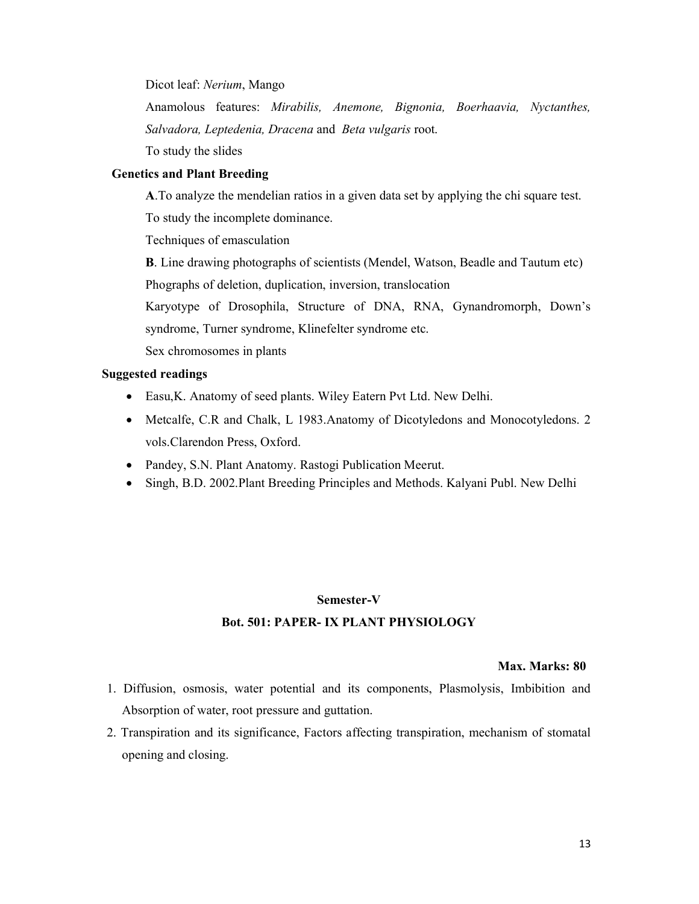Dicot leaf: *Nerium*, Mango

Anamolous features: *Mirabilis, Anemone, Bignonia, Boerhaavia, Nyctanthes, Salvadora, Leptedenia, Dracena* and *Beta vulgaris* root.

To study the slides

**Genetics and Plant Breeding**

**A**.To analyze the mendelian ratios in a given data set by applying the chi square test.

To study the incomplete dominance.

Techniques of emasculation

**B**. Line drawing photographs of scientists (Mendel, Watson, Beadle and Tautum etc)

Phographs of deletion, duplication, inversion, translocation

Karyotype of Drosophila, Structure of DNA, RNA, Gynandromorph, Down's syndrome, Turner syndrome, Klinefelter syndrome etc.

Sex chromosomes in plants

**Suggested readings**

- Easu,K. Anatomy of seed plants. Wiley Eatern Pvt Ltd. New Delhi.
- Metcalfe, C.R and Chalk, L 1983.Anatomy of Dicotyledons and Monocotyledons. 2 vols.Clarendon Press, Oxford.
- Pandey, S.N. Plant Anatomy. Rastogi Publication Meerut.
- Singh, B.D. 2002.Plant Breeding Principles and Methods. Kalyani Publ. New Delhi

## Semester-V

## Bot. 501: PAPER- IX PLANT PHYSIOLOGY

**Max. Marks: 80**

1. Diffusion, osmosis, water potential and its components, Plasmolysis, Imbibition and Absorption of water, root pressure and guttation.
2. Transpiration and its significance, Factors affecting transpiration, mechanism of stomatal opening and closing.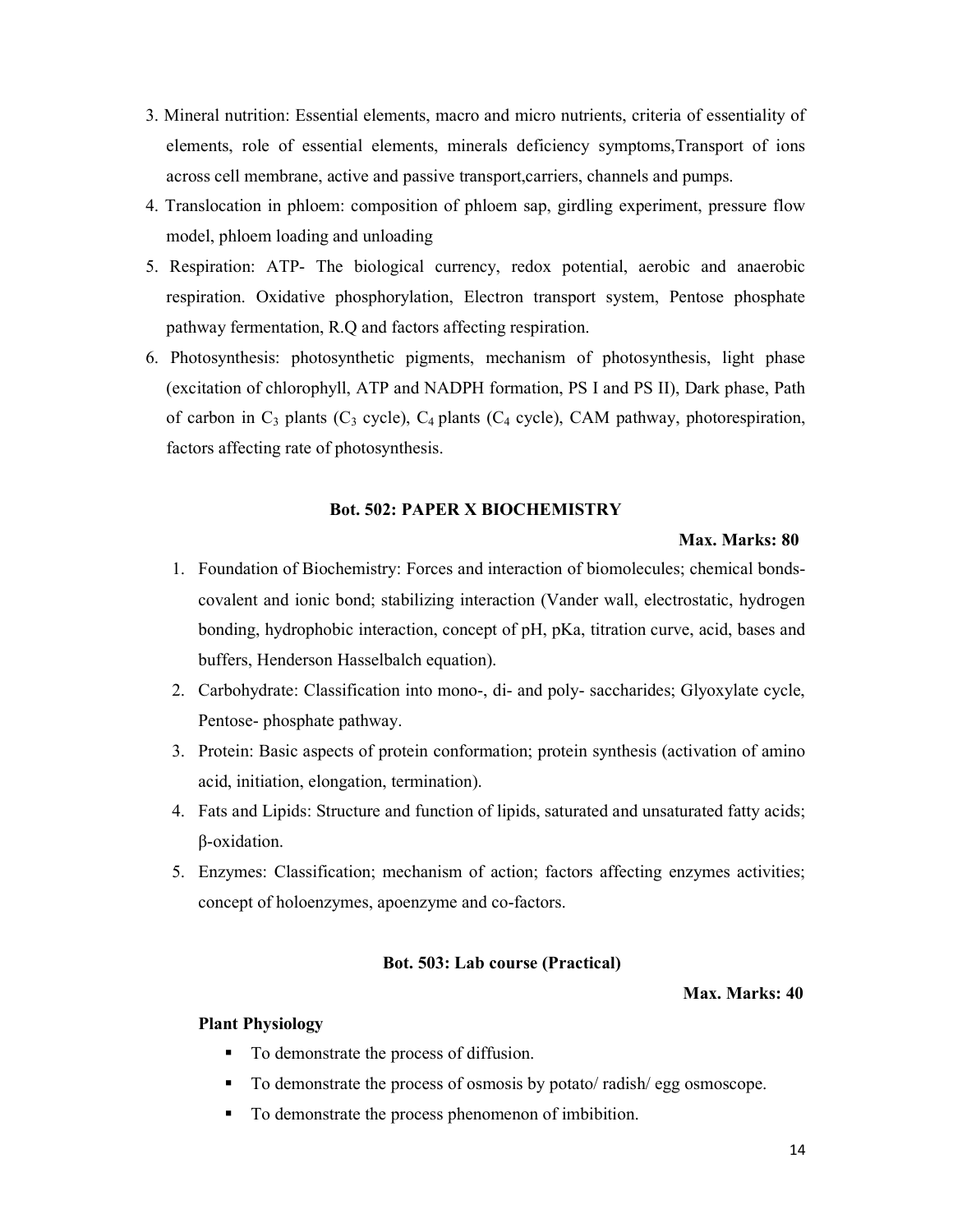3. Mineral nutrition: Essential elements, macro and micro nutrients, criteria of essentiality of elements, role of essential elements, minerals deficiency symptoms,Transport of ions across cell membrane, active and passive transport,carriers, channels and pumps.
4. Translocation in phloem: composition of phloem sap, girdling experiment, pressure flow model, phloem loading and unloading
5. Respiration: ATP- The biological currency, redox potential, aerobic and anaerobic respiration. Oxidative phosphorylation, Electron transport system, Pentose phosphate pathway fermentation, R.Q and factors affecting respiration.
6. Photosynthesis: photosynthetic pigments, mechanism of photosynthesis, light phase (excitation of chlorophyll, ATP and NADPH formation, PS I and PS II), Dark phase, Path of carbon in $C_3$ plants ($C_3$ cycle), $C_4$ plants ($C_4$ cycle), CAM pathway, photorespiration, factors affecting rate of photosynthesis.

### Bot. 502: PAPER X BIOCHEMISTRY

**Max. Marks: 80**

1. Foundation of Biochemistry: Forces and interaction of biomolecules; chemical bonds- covalent and ionic bond; stabilizing interaction (Vander wall, electrostatic, hydrogen bonding, hydrophobic interaction, concept of pH, pKa, titration curve, acid, bases and buffers, Henderson Hasselbalch equation).
2. Carbohydrate: Classification into mono-, di- and poly- saccharides; Glyoxylate cycle, Pentose- phosphate pathway.
3. Protein: Basic aspects of protein conformation; protein synthesis (activation of amino acid, initiation, elongation, termination).
4. Fats and Lipids: Structure and function of lipids, saturated and unsaturated fatty acids; β-oxidation.
5. Enzymes: Classification; mechanism of action; factors affecting enzymes activities; concept of holoenzymes, apoenzyme and co-factors.

### Bot. 503: Lab course (Practical)

**Max. Marks: 40**

**Plant Physiology**

- To demonstrate the process of diffusion.
- To demonstrate the process of osmosis by potato/ radish/ egg osmoscope.
- To demonstrate the process phenomenon of imbibition.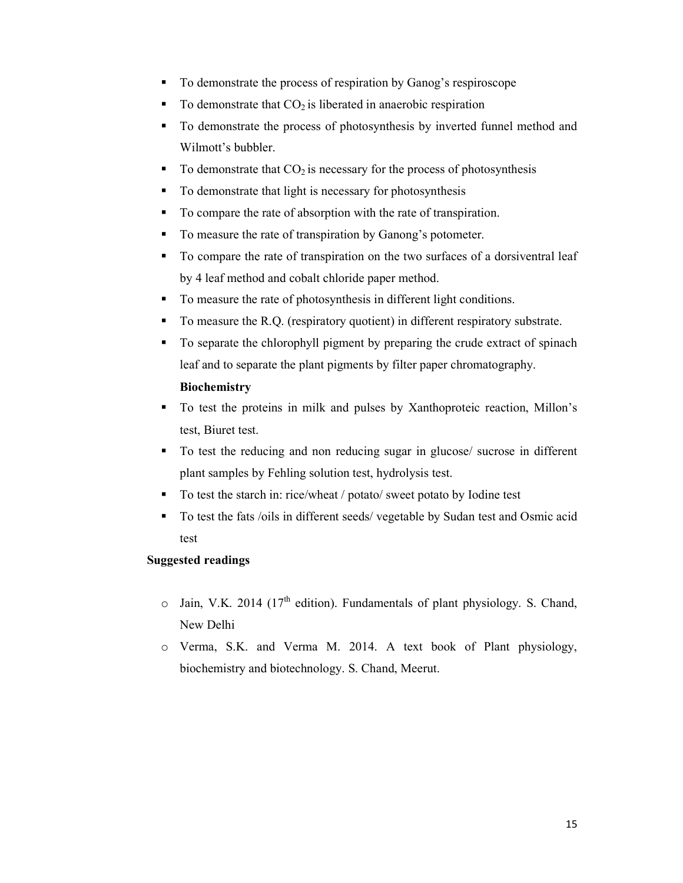- To demonstrate the process of respiration by Ganog's respiroscope
- To demonstrate that $CO_2$ is liberated in anaerobic respiration
- To demonstrate the process of photosynthesis by inverted funnel method and Wilmott's bubbler.
- To demonstrate that $CO_2$ is necessary for the process of photosynthesis
- To demonstrate that light is necessary for photosynthesis
- To compare the rate of absorption with the rate of transpiration.
- To measure the rate of transpiration by Ganong's potometer.
- To compare the rate of transpiration on the two surfaces of a dorsiventral leaf by 4 leaf method and cobalt chloride paper method.
- To measure the rate of photosynthesis in different light conditions.
- To measure the R.Q. (respiratory quotient) in different respiratory substrate.
- To separate the chlorophyll pigment by preparing the crude extract of spinach leaf and to separate the plant pigments by filter paper chromatography.

**Biochemistry**

- To test the proteins in milk and pulses by Xanthoproteic reaction, Millon's test, Biuret test.
- To test the reducing and non reducing sugar in glucose/ sucrose in different plant samples by Fehling solution test, hydrolysis test.
- To test the starch in: rice/wheat / potato/ sweet potato by Iodine test
- To test the fats /oils in different seeds/ vegetable by Sudan test and Osmic acid test

**Suggested readings**

- Jain, V.K. 2014 ($17^{th}$ edition). Fundamentals of plant physiology. S. Chand, New Delhi
- Verma, S.K. and Verma M. 2014. A text book of Plant physiology, biochemistry and biotechnology. S. Chand, Meerut.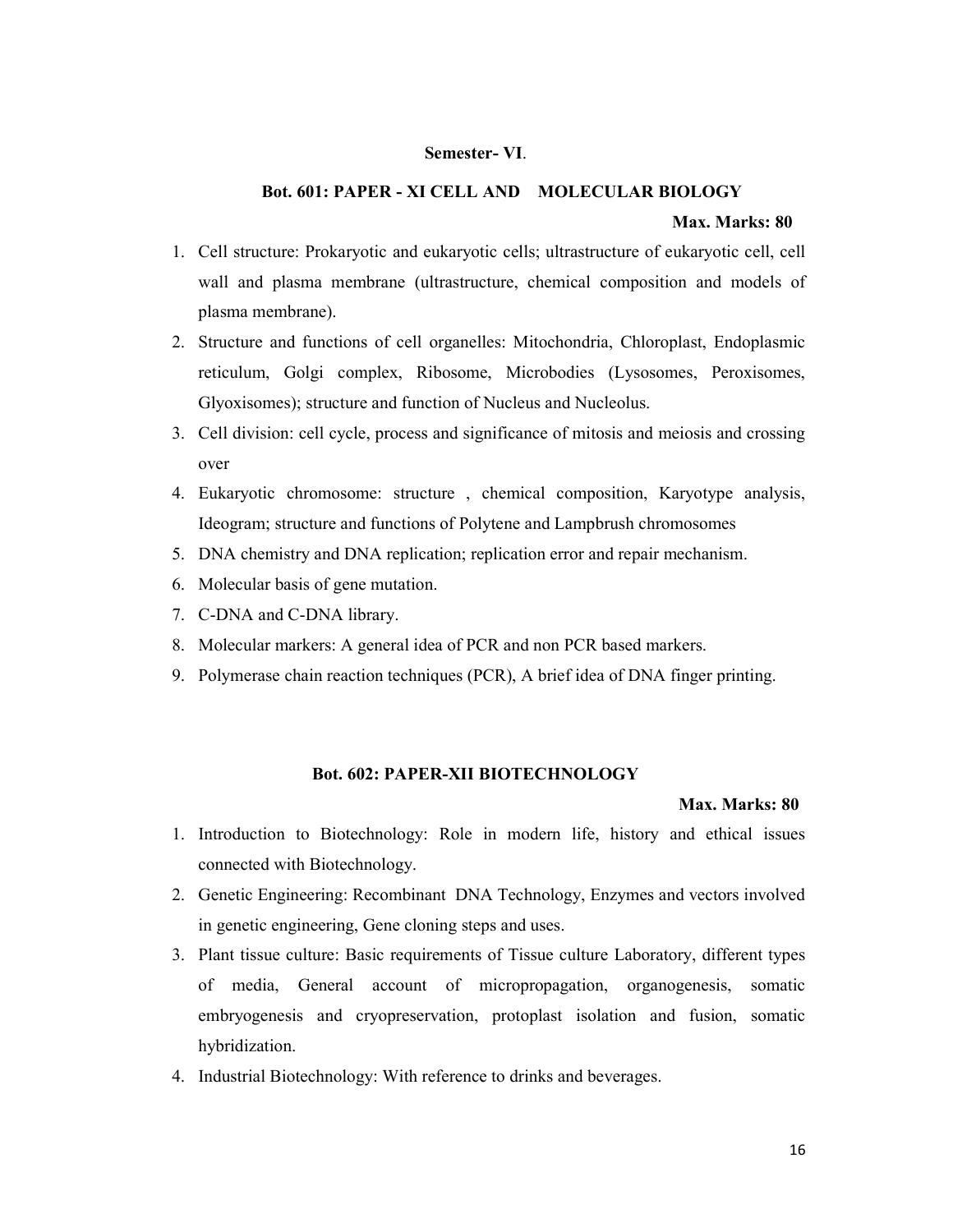## Semester- VI.

### Bot. 601: PAPER - XI CELL AND MOLECULAR BIOLOGY

**Max. Marks: 80**

1. Cell structure: Prokaryotic and eukaryotic cells; ultrastructure of eukaryotic cell, cell wall and plasma membrane (ultrastructure, chemical composition and models of plasma membrane).
2. Structure and functions of cell organelles: Mitochondria, Chloroplast, Endoplasmic reticulum, Golgi complex, Ribosome, Microbodies (Lysosomes, Peroxisomes, Glyoxisomes); structure and function of Nucleus and Nucleolus.
3. Cell division: cell cycle, process and significance of mitosis and meiosis and crossing over
4. Eukaryotic chromosome: structure , chemical composition, Karyotype analysis, Ideogram; structure and functions of Polytene and Lampbrush chromosomes
5. DNA chemistry and DNA replication; replication error and repair mechanism.
6. Molecular basis of gene mutation.
7. C-DNA and C-DNA library.
8. Molecular markers: A general idea of PCR and non PCR based markers.
9. Polymerase chain reaction techniques (PCR), A brief idea of DNA finger printing.

### Bot. 602: PAPER-XII BIOTECHNOLOGY

**Max. Marks: 80**

1. Introduction to Biotechnology: Role in modern life, history and ethical issues connected with Biotechnology.
2. Genetic Engineering: Recombinant DNA Technology, Enzymes and vectors involved in genetic engineering, Gene cloning steps and uses.
3. Plant tissue culture: Basic requirements of Tissue culture Laboratory, different types of media, General account of micropropagation, organogenesis, somatic embryogenesis and cryopreservation, protoplast isolation and fusion, somatic hybridization.
4. Industrial Biotechnology: With reference to drinks and beverages.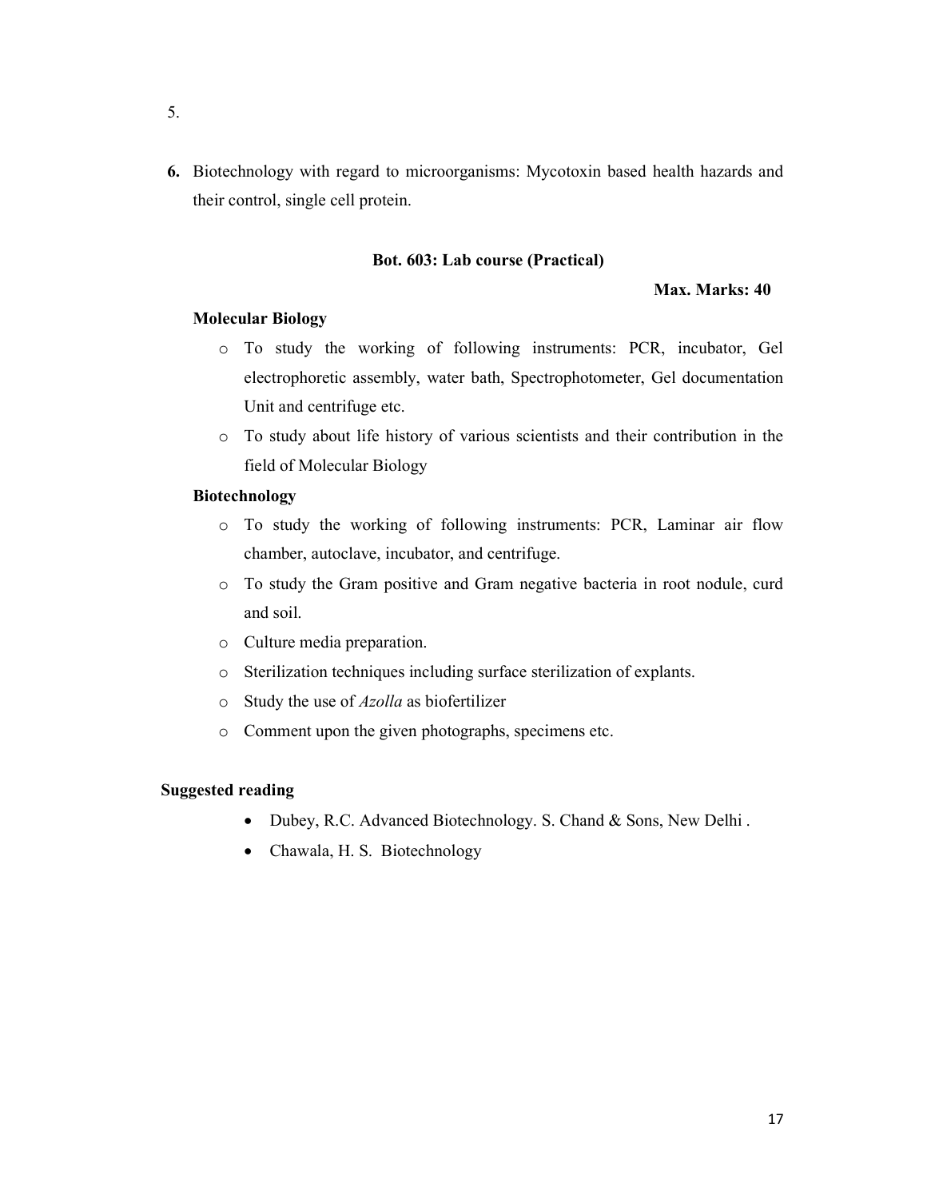5.

6. Biotechnology with regard to microorganisms: Mycotoxin based health hazards and their control, single cell protein.

**Bot. 603: Lab course (Practical)**

**Max. Marks: 40**

**Molecular Biology**

- To study the working of following instruments: PCR, incubator, Gel electrophoretic assembly, water bath, Spectrophotometer, Gel documentation Unit and centrifuge etc.
- To study about life history of various scientists and their contribution in the field of Molecular Biology

**Biotechnology**

- To study the working of following instruments: PCR, Laminar air flow chamber, autoclave, incubator, and centrifuge.
- To study the Gram positive and Gram negative bacteria in root nodule, curd and soil.
- Culture media preparation.
- Sterilization techniques including surface sterilization of explants.
- Study the use of *Azolla* as biofertilizer
- Comment upon the given photographs, specimens etc.

**Suggested reading**

- Dubey, R.C. Advanced Biotechnology. S. Chand & Sons, New Delhi .
- Chawala, H. S. Biotechnology